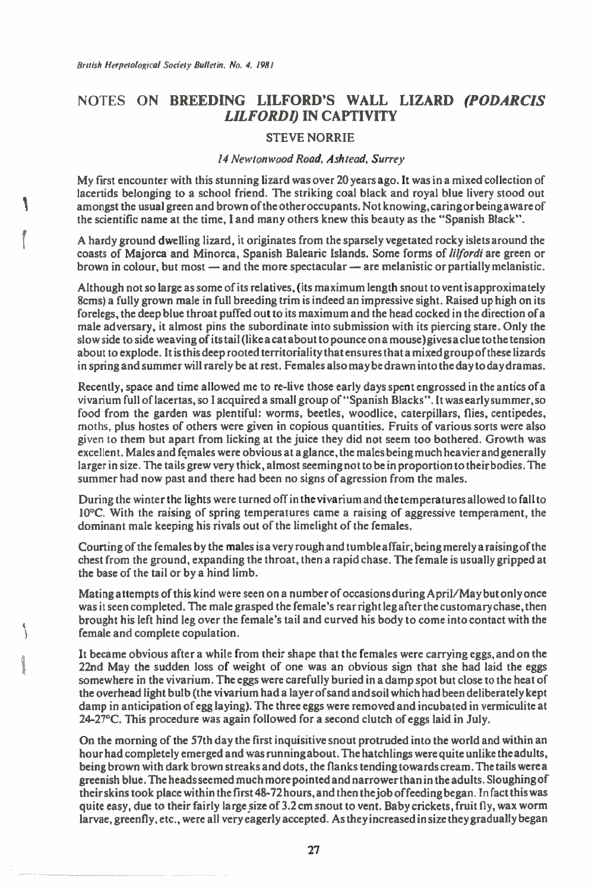# NOTES ON BREEDING LILFORD'S WALL LIZARD *(PODARCIS LILFORDI)* IN CAPTIVITY

## STEVE NORRIE

*14 Newtonwood Road, Ashtead, Surrey*

My first encounter with this stunning lizard was over 20 years ago. It was in a mixed collection of lacertids belonging to a school friend. The striking coal black and royal blue livery stood out amongst the usual green and brown of the other occupants. Not knowing, caring or being aware of the scientific name at the time, I and many others knew this beauty as the "Spanish Black".

A hardy ground dwelling lizard, it originates from the sparsely vegetated rocky islets around the coasts of Majorca and Minorca, Spanish Balearic Islands. Some forms of *lilfordi* are green or brown in colour, but most — and the more spectacular — are melanistic or partially melanistic.

Although not so large as some of its relatives, (its maximum length snout to vent is approximately 8cms) a fully grown male in full breeding trim is indeed an impressive sight. Raised up high on its forelegs, the deep blue throat puffed out to its maximum and the head cocked in the direction of a male adversary, it almost pins the subordinate into submission with its piercing stare. Only the slow side to side weaving of its tail (like a cat about to pounce on a mouse) gives a clue to the tension about to explode. It is this deep rooted territoriality that ensures that a mixed group of these lizards in spring and summer will rarely be at rest. Females also may be drawn into the day to day dramas.

Recently, space and time allowed me to re-live those early days spent engrossed in the antics of a vivarium full of lacertas, so I acquired a small group of "Spanish Blacks". It was early summer, so food from the garden was plentiful: worms, beetles, woodlice, caterpillars, flies, centipedes, moths, plus hostes of others were given in copious quantities. Fruits of various sorts were also given to them but apart from licking at the juice they did not seem too bothered. Growth was excellent. Males and females were obvious at a glance, the males being much heavier and generally larger in size. The tails grew very thick, almost seeming not to be in proportion to their bodies. The summer had now past and there had been no signs of agression from the males.

During the winter the lights were turned off in the vivarium and the temperatures allowed to fall to 10°C. With the raising of spring temperatures came a raising of aggressive temperament, the dominant male keeping his rivals out of the limelight of the females.

Courting of the females by the males is a very rough and tumble affair; being merely a raising of the chest from the ground, expanding the throat, then a rapid chase. The female is usually gripped at the base of the tail or by a hind limb.

Mating attempts of this kind were seen on a number of occasions during April/May but only once was it seen completed. The male grasped the female's rear right leg after the customary chase, then brought his left hind leg over the female's tail and curved his body to come into contact with the female and complete copulation.

It became obvious after a while from their shape that the females were carrying eggs, and on the 22nd May the sudden loss of weight of one was an obvious sign that she had laid the eggs somewhere in the vivarium. The eggs were carefully buried in a damp spot but close to the heat of the overhead light bulb (the vivarium had a layer of sand and soil which had been deliberately kept damp in anticipation of egg laying). The three eggs were removed and incubated in vermiculite at 24-27°C. This procedure was again followed for a second clutch of eggs laid in July.

On the morning of the 57th day the first inquisitive snout protruded into the world and within an hour had completely emerged and was running about. The hatchlings were quite unlike the adults, being brown with dark brown streaks and dots, the flanks tending towards cream. The tails were a greenish blue. The heads seemed much more pointed and narrower than in the adults. Sloughing of their skins took place within the first 48-72 hours, and then the job of feeding began. In fact this was quite easy, due to their fairly large size of 3.2 cm snout to vent. Baby crickets, fruit fly, wax worm larvae, greenfly, etc., were all very eagerly accepted. As they increased in size they gradually began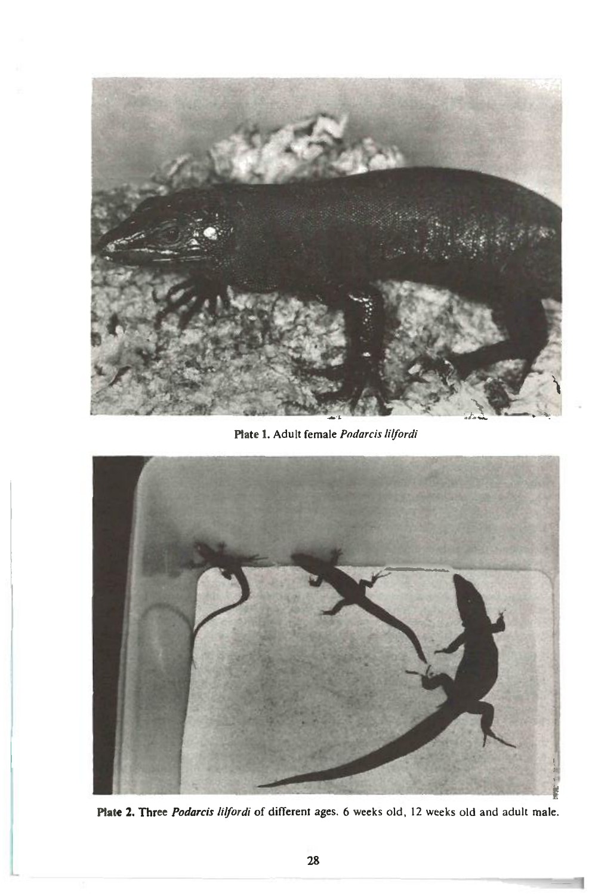**Plate 1.** Adult female *Podarcis lilfordi*

**Plate 2.** Three *Podarcis lilfordi* of different ages. 6 weeks old, 12 weeks old and adult male.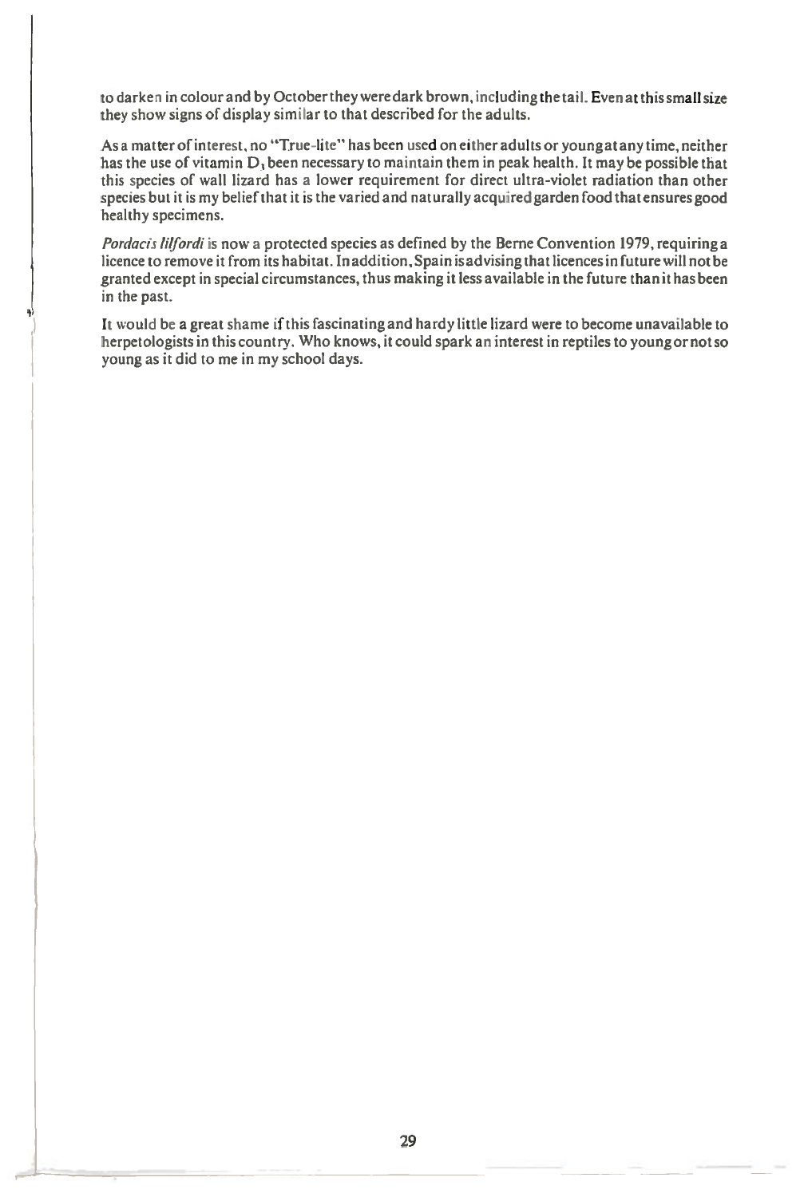to darken in colour and by October they were dark brown, including the tail. Even at this small size they show signs of display similar to that described for the adults.

As a matter of interest, no "True-lite" has been used on either adults or young at any time, neither has the use of vitamin $D_3$ been necessary to maintain them in peak health. It may be possible that this species of wall lizard has a lower requirement for direct ultra-violet radiation than other species but it is my belief that it is the varied and naturally acquired garden food that ensures good healthy specimens.

*Pordacis lilfordi* is now a protected species as defined by the Berne Convention 1979, requiring a licence to remove it from its habitat. In addition, Spain is advising that licences in future will not be granted except in special circumstances, thus making it less available in the future than it has been in the past.

It would be a great shame if this fascinating and hardy little lizard were to become unavailable to herpetologists in this country. Who knows, it could spark an interest in reptiles to young or not so young as it did to me in my school days.